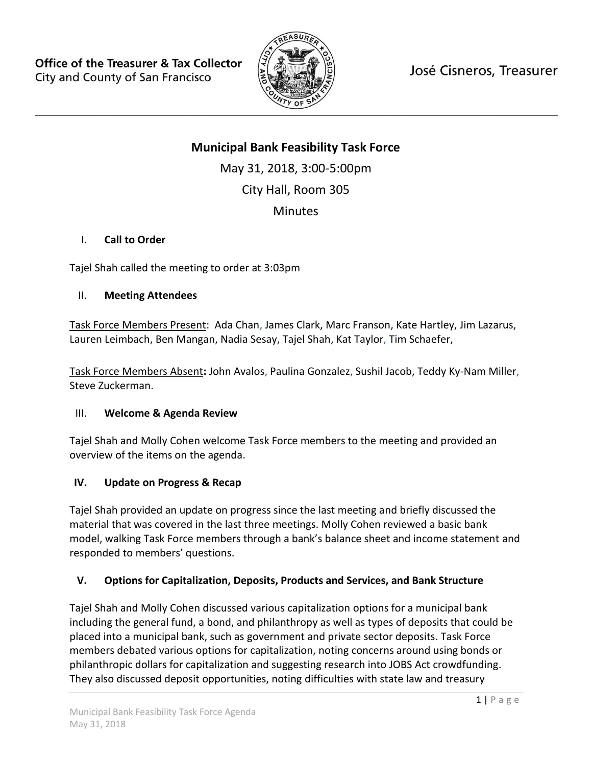Office of the Treasurer & Tax Collector
City and County of San Francisco

José Cisneros, Treasurer

# Municipal Bank Feasibility Task Force

May 31, 2018, 3:00-5:00pm

City Hall, Room 305

Minutes

## I. Call to Order

Tajel Shah called the meeting to order at 3:03pm

## II. Meeting Attendees

Task Force Members Present: Ada Chan, James Clark, Marc Franson, Kate Hartley, Jim Lazarus, Lauren Leimbach, Ben Mangan, Nadia Sesay, Tajel Shah, Kat Taylor, Tim Schaefer,

Task Force Members Absent**:** John Avalos, Paulina Gonzalez, Sushil Jacob, Teddy Ky-Nam Miller, Steve Zuckerman.

## III. Welcome & Agenda Review

Tajel Shah and Molly Cohen welcome Task Force members to the meeting and provided an overview of the items on the agenda.

## IV. Update on Progress & Recap

Tajel Shah provided an update on progress since the last meeting and briefly discussed the material that was covered in the last three meetings. Molly Cohen reviewed a basic bank model, walking Task Force members through a bank's balance sheet and income statement and responded to members' questions.

## V. Options for Capitalization, Deposits, Products and Services, and Bank Structure

Tajel Shah and Molly Cohen discussed various capitalization options for a municipal bank including the general fund, a bond, and philanthropy as well as types of deposits that could be placed into a municipal bank, such as government and private sector deposits. Task Force members debated various options for capitalization, noting concerns around using bonds or philanthropic dollars for capitalization and suggesting research into JOBS Act crowdfunding. They also discussed deposit opportunities, noting difficulties with state law and treasury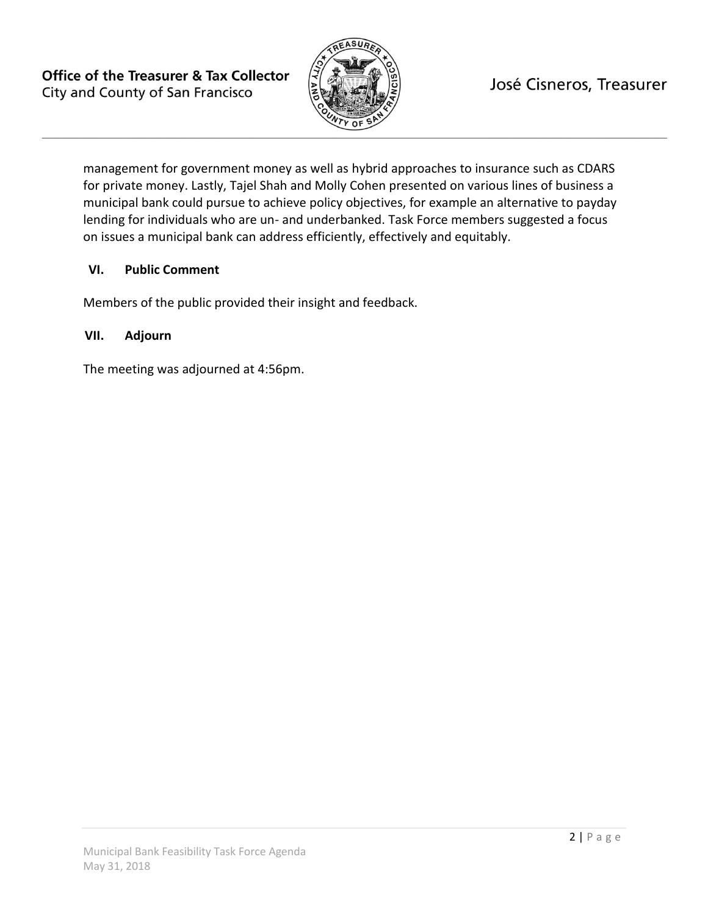management for government money as well as hybrid approaches to insurance such as CDARS for private money. Lastly, Tajel Shah and Molly Cohen presented on various lines of business a municipal bank could pursue to achieve policy objectives, for example an alternative to payday lending for individuals who are un- and underbanked. Task Force members suggested a focus on issues a municipal bank can address efficiently, effectively and equitably.

## VI. Public Comment

Members of the public provided their insight and feedback.

## VII. Adjourn

The meeting was adjourned at 4:56pm.